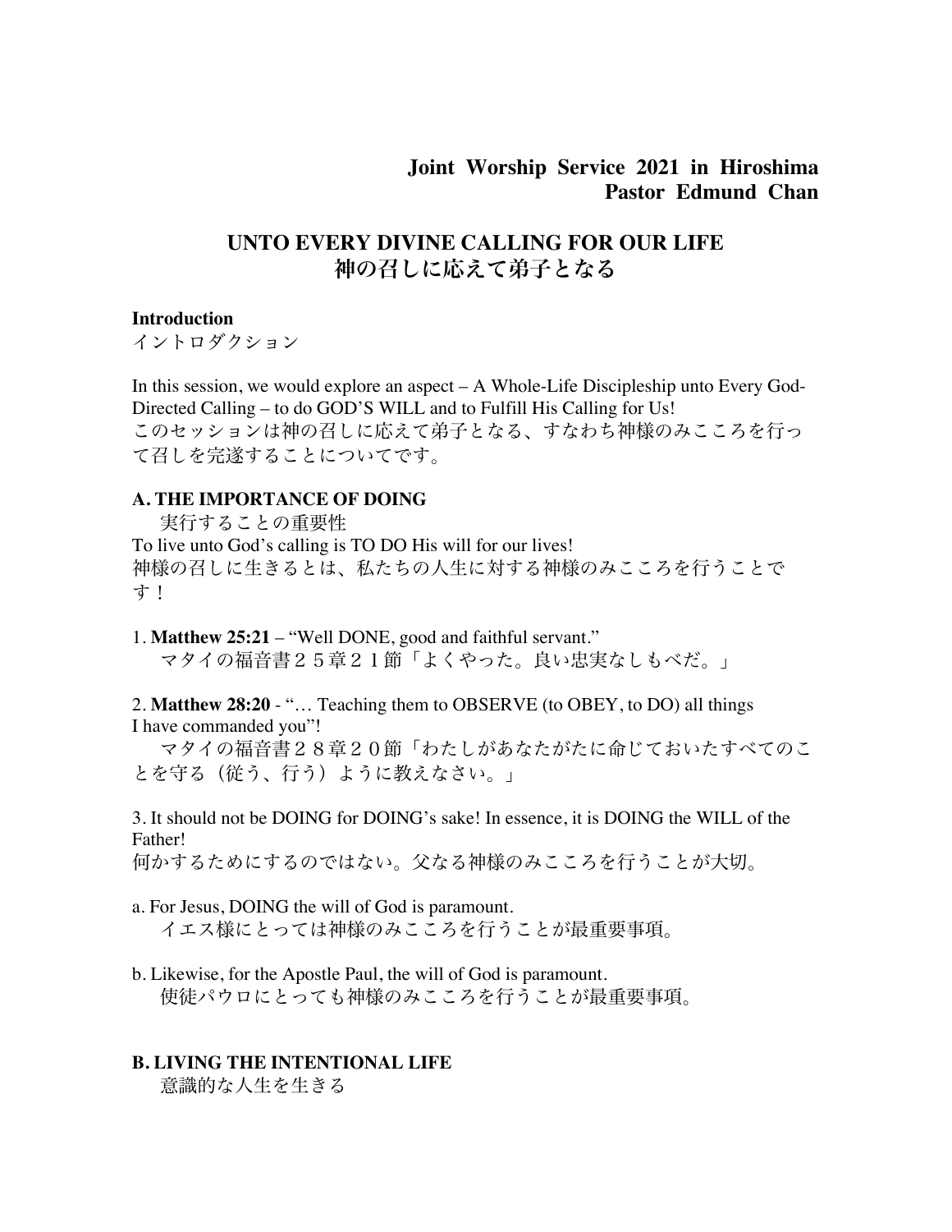**Joint Worship Service 2021 in Hiroshima**
**Pastor Edmund Chan**

# UNTO EVERY DIVINE CALLING FOR OUR LIFE
# 神の召しに応えて弟子となる

**Introduction**
イントロダクション

In this session, we would explore an aspect – A Whole-Life Discipleship unto Every God-Directed Calling – to do GOD'S WILL and to Fulfill His Calling for Us!
このセッションは神の召しに応えて弟子となる、すなわち神様のみこころを行って召しを完遂することについてです。

**A. THE IMPORTANCE OF DOING**
実行することの重要性

To live unto God's calling is TO DO His will for our lives!
神様の召しに生きるとは、私たちの人生に対する神様のみこころを行うことです！

1. **Matthew 25:21** – "Well DONE, good and faithful servant."
マタイの福音書２５章２１節「よくやった。良い忠実なしもべだ。」

2. **Matthew 28:20** - "… Teaching them to OBSERVE (to OBEY, to DO) all things I have commanded you"!
マタイの福音書２８章２０節「わたしがあなたがたに命じておいたすべてのことを守る（従う、行う）ように教えなさい。」

3. It should not be DOING for DOING's sake! In essence, it is DOING the WILL of the Father!
何かするためにするのではない。父なる神様のみこころを行うことが大切。

a. For Jesus, DOING the will of God is paramount.
イエス様にとっては神様のみこころを行うことが最重要事項。

b. Likewise, for the Apostle Paul, the will of God is paramount.
使徒パウロにとっても神様のみこころを行うことが最重要事項。

**B. LIVING THE INTENTIONAL LIFE**
意識的な人生を生きる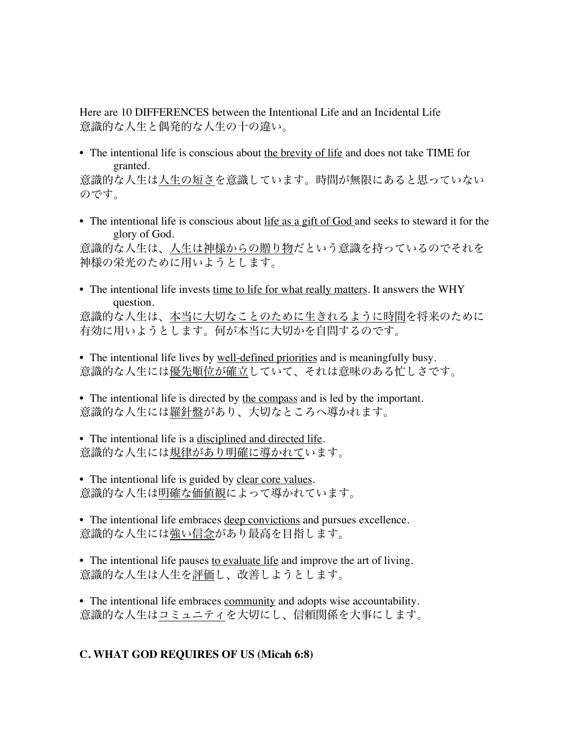Here are 10 DIFFERENCES between the Intentional Life and an Incidental Life
意識的な人生と偶発的な人生の十の違い。

- The intentional life is conscious about the brevity of life and does not take TIME for granted.
意識的な人生は人生の短さを意識しています。時間が無限にあると思っていないのです。

- The intentional life is conscious about life as a gift of God and seeks to steward it for the glory of God.
意識的な人生は、人生は神様からの贈り物だという意識を持っているのでそれを神様の栄光のために用いようとします。

- The intentional life invests time to life for what really matters. It answers the WHY question.
意識的な人生は、本当に大切なことのために生きれるように時間を将来のために有効に用いようとします。何が本当に大切かを自問するのです。

- The intentional life lives by well-defined priorities and is meaningfully busy.
意識的な人生には優先順位が確立していて、それは意味のある忙しさです。

- The intentional life is directed by the compass and is led by the important.
意識的な人生には羅針盤があり、大切なところへ導かれます。

- The intentional life is a disciplined and directed life.
意識的な人生には規律があり明確に導かれています。

- The intentional life is guided by clear core values.
意識的な人生は明確な価値観によって導かれています。

- The intentional life embraces deep convictions and pursues excellence.
意識的な人生には強い信念があり最高を目指します。

- The intentional life pauses to evaluate life and improve the art of living.
意識的な人生は人生を評価し、改善しようとします。

- The intentional life embraces community and adopts wise accountability.
意識的な人生はコミュニティを大切にし、信頼関係を大事にします。

**C. WHAT GOD REQUIRES OF US (Micah 6:8)**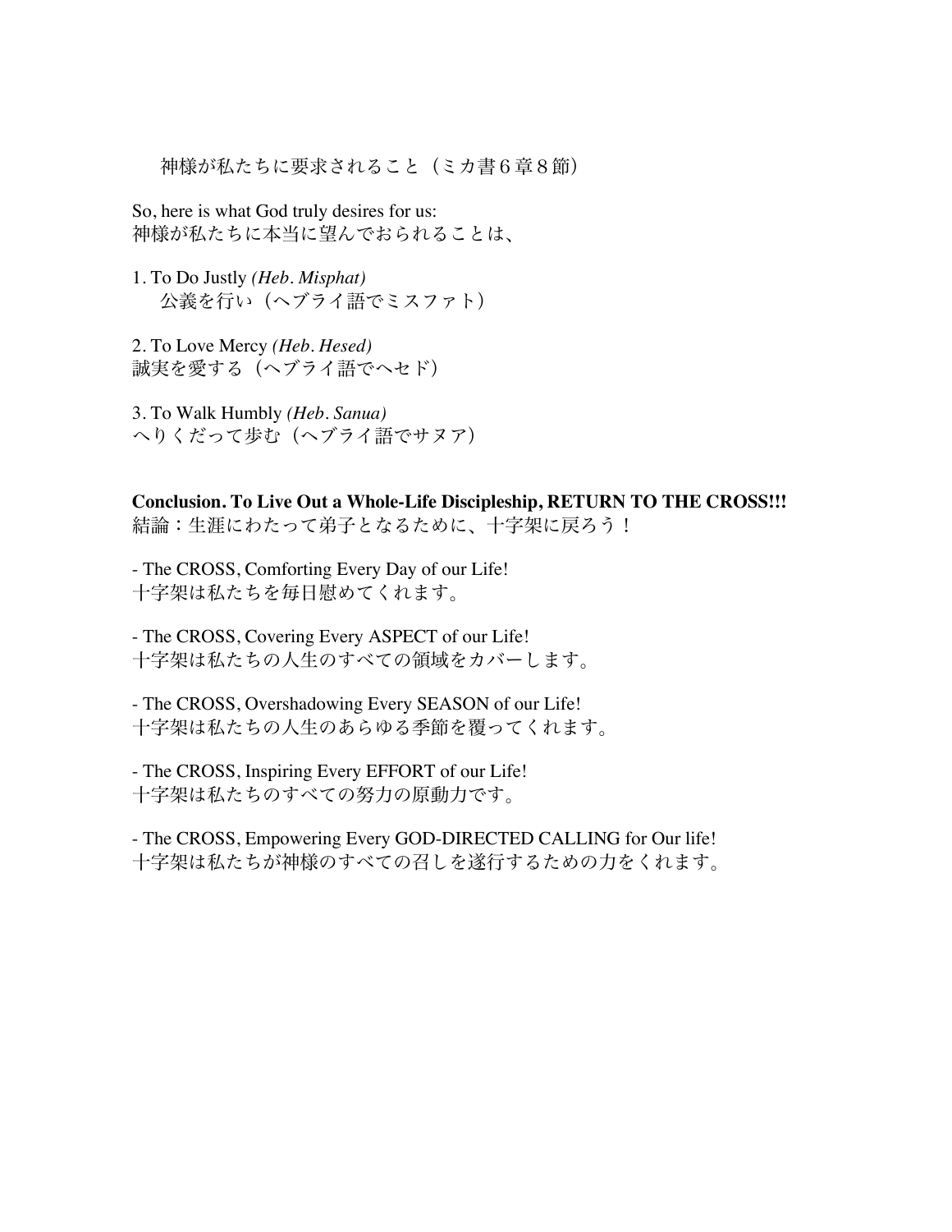神様が私たちに要求されること（ミカ書６章８節）

So, here is what God truly desires for us:
神様が私たちに本当に望んでおられることは、

1. To Do Justly *(Heb. Misphat)*
公義を行い（ヘブライ語でミスファト）

2. To Love Mercy *(Heb. Hesed)*
誠実を愛する（ヘブライ語でヘセド）

3. To Walk Humbly *(Heb. Sanua)*
へりくだって歩む（ヘブライ語でサヌア）

**Conclusion. To Live Out a Whole-Life Discipleship, RETURN TO THE CROSS!!!**
結論：生涯にわたって弟子となるために、十字架に戻ろう！

- The CROSS, Comforting Every Day of our Life!
十字架は私たちを毎日慰めてくれます。

- The CROSS, Covering Every ASPECT of our Life!
十字架は私たちの人生のすべての領域をカバーします。

- The CROSS, Overshadowing Every SEASON of our Life!
十字架は私たちの人生のあらゆる季節を覆ってくれます。

- The CROSS, Inspiring Every EFFORT of our Life!
十字架は私たちのすべての努力の原動力です。

- The CROSS, Empowering Every GOD-DIRECTED CALLING for Our life!
十字架は私たちが神様のすべての召しを遂行するための力をくれます。